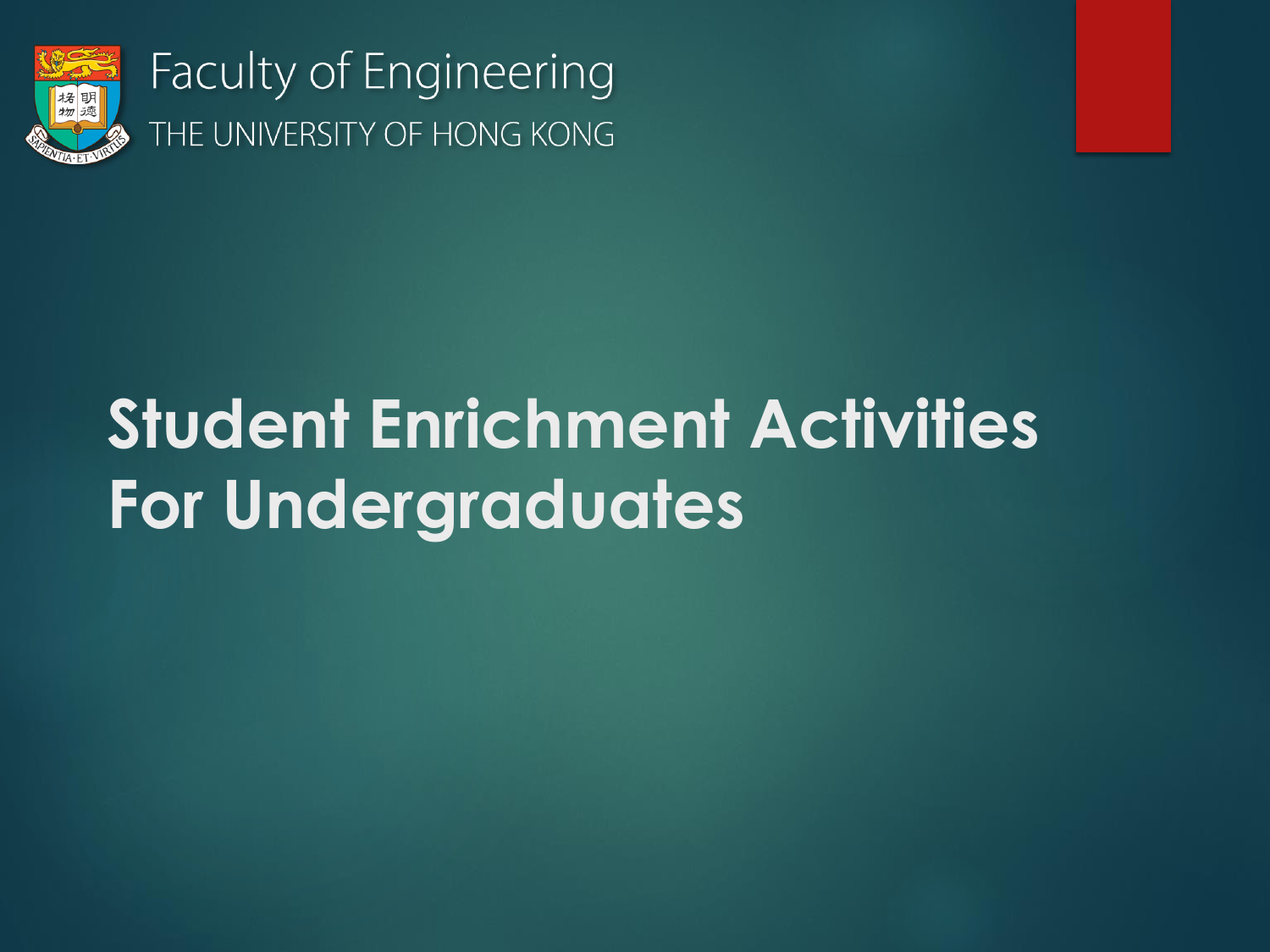Faculty of Engineering

THE UNIVERSITY OF HONG KONG

# Student Enrichment Activities For Undergraduates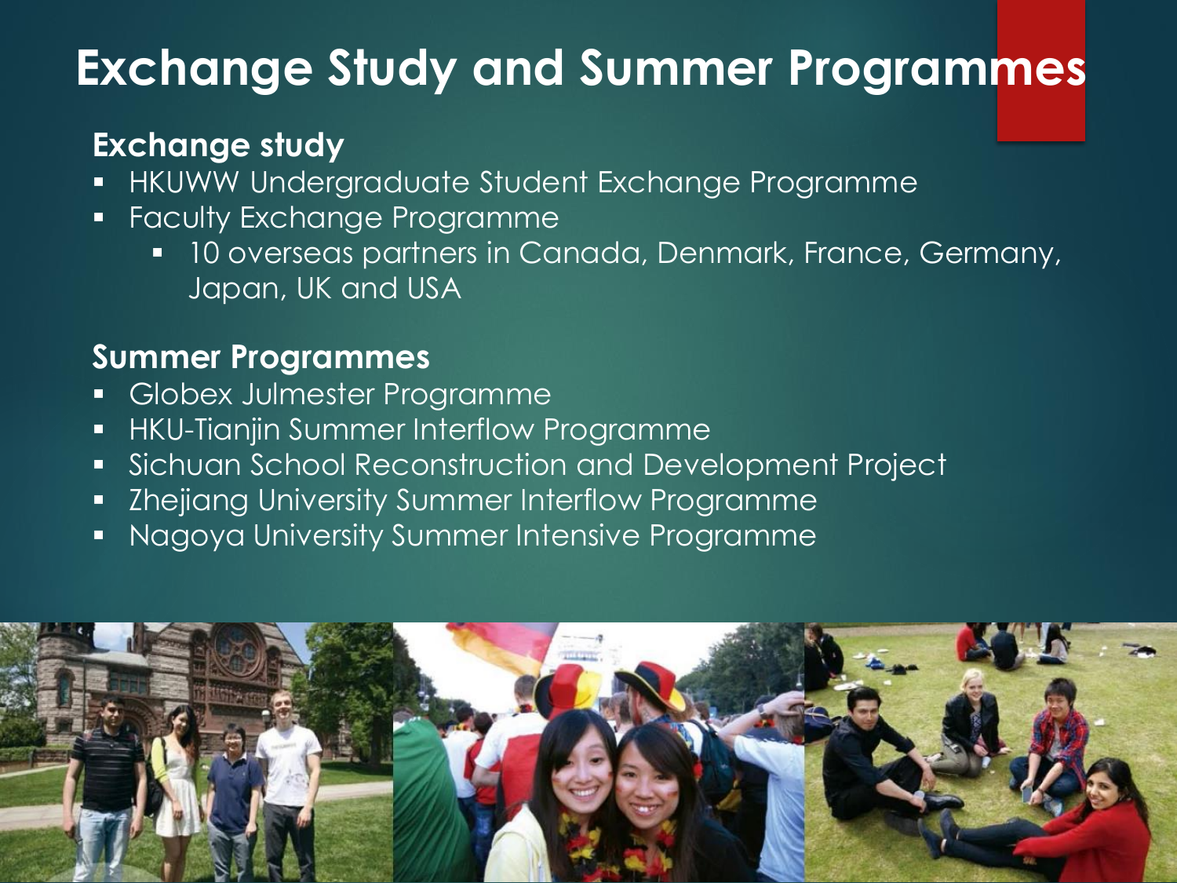# Exchange Study and Summer Programmes

## Exchange study

- HKUWW Undergraduate Student Exchange Programme
- Faculty Exchange Programme
  - 10 overseas partners in Canada, Denmark, France, Germany, Japan, UK and USA

## Summer Programmes

- Globex Julmester Programme
- HKU-Tianjin Summer Interflow Programme
- Sichuan School Reconstruction and Development Project
- Zhejiang University Summer Interflow Programme
- Nagoya University Summer Intensive Programme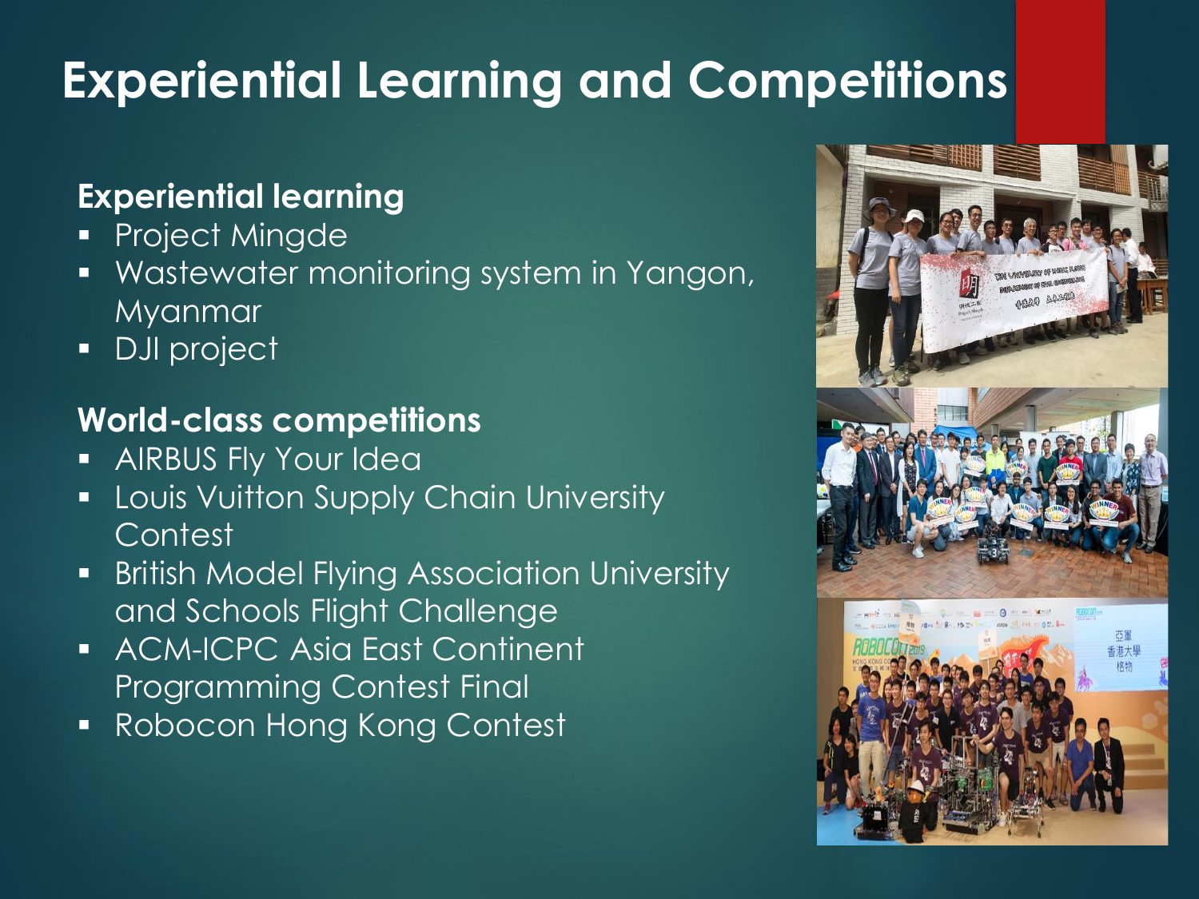# Experiential Learning and Competitions

### Experiential learning

- Project Mingde
- Wastewater monitoring system in Yangon, Myanmar
- DJI project

### World-class competitions

- AIRBUS Fly Your Idea
- Louis Vuitton Supply Chain University Contest
- British Model Flying Association University and Schools Flight Challenge
- ACM-ICPC Asia East Continent Programming Contest Final
- Robocon Hong Kong Contest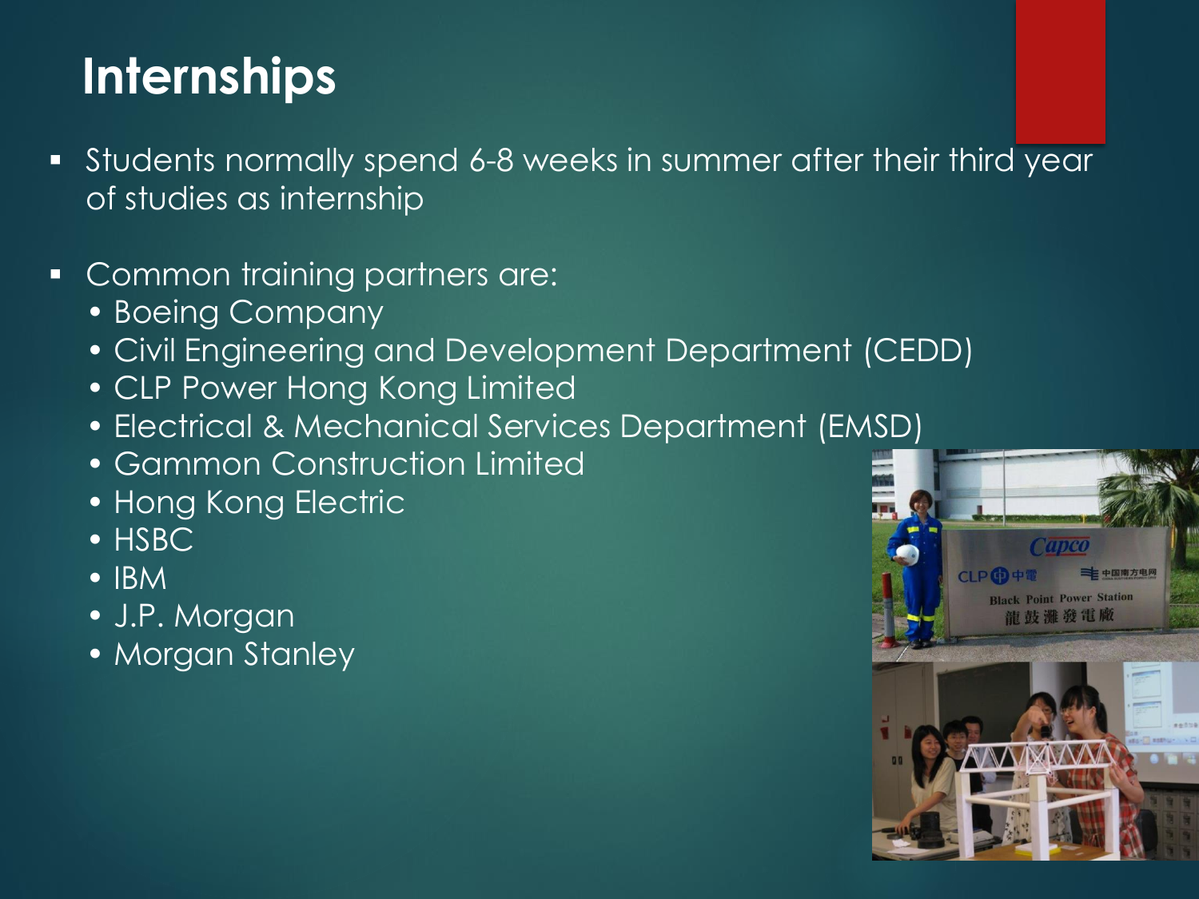# Internships

- Students normally spend 6-8 weeks in summer after their third year of studies as internship

- Common training partners are:
  - Boeing Company
  - Civil Engineering and Development Department (CEDD)
  - CLP Power Hong Kong Limited
  - Electrical & Mechanical Services Department (EMSD)
  - Gammon Construction Limited
  - Hong Kong Electric
  - HSBC
  - IBM
  - J.P. Morgan
  - Morgan Stanley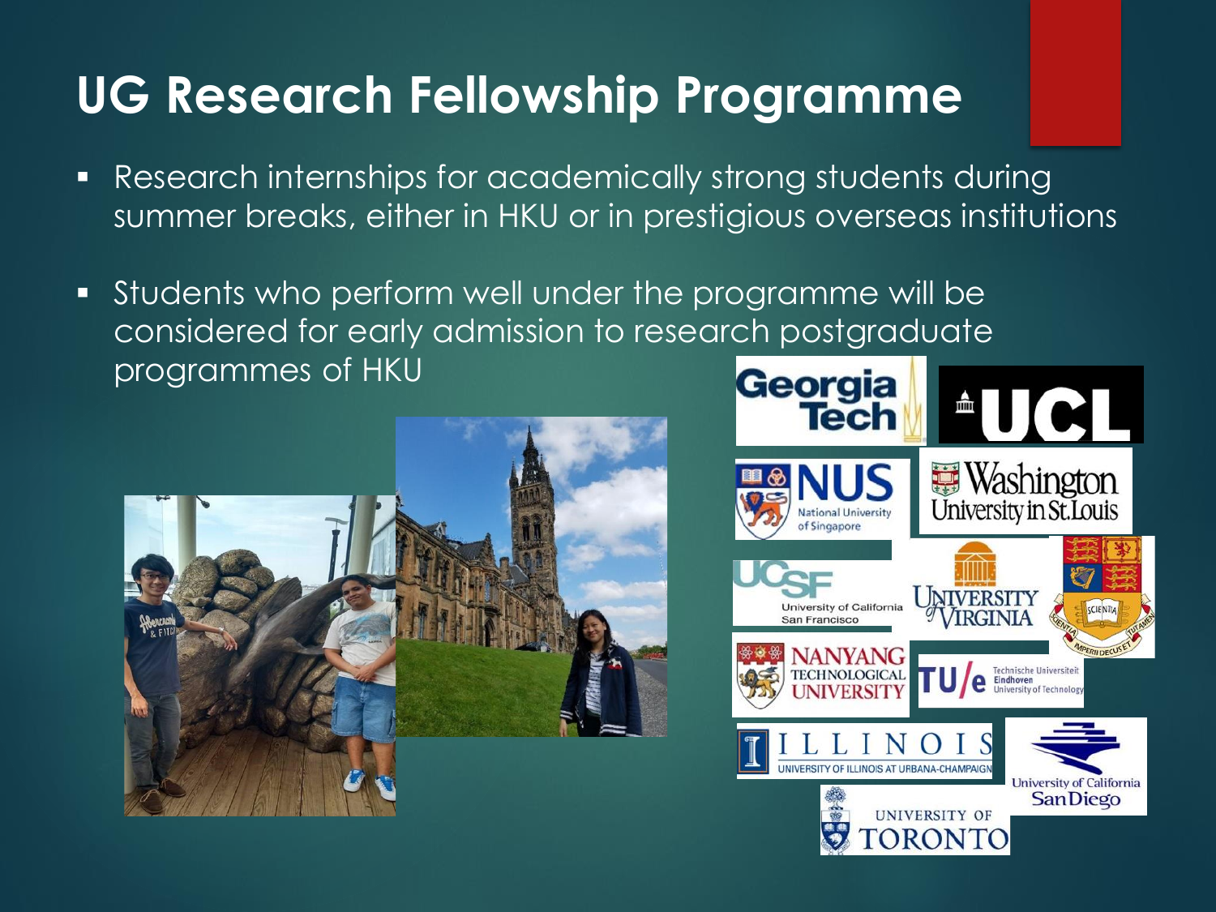# UG Research Fellowship Programme

- Research internships for academically strong students during summer breaks, either in HKU or in prestigious overseas institutions
- Students who perform well under the programme will be considered for early admission to research postgraduate programmes of HKU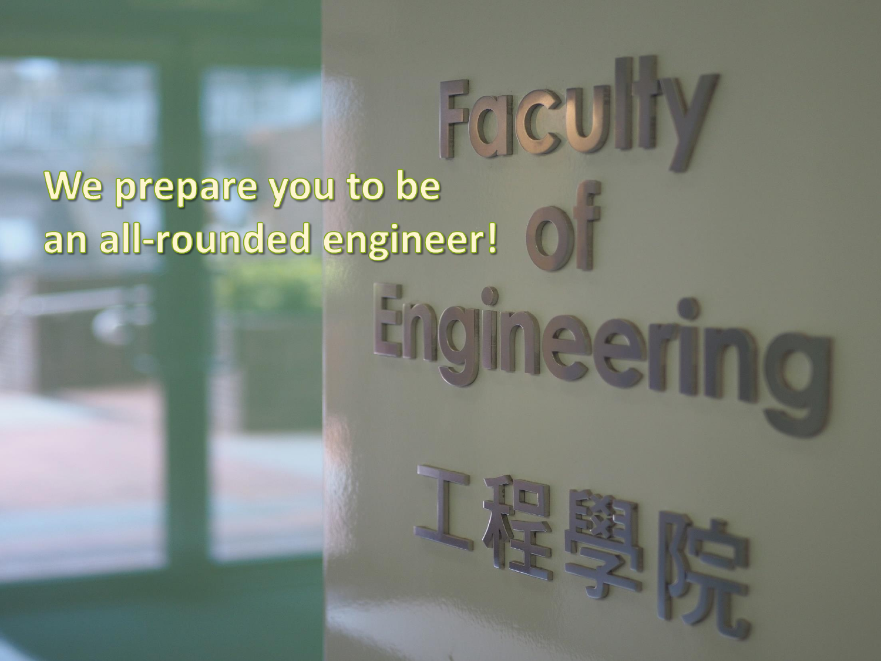We prepare you to be
an all-rounded engineer!

Faculty
of
Engineering

工程學院